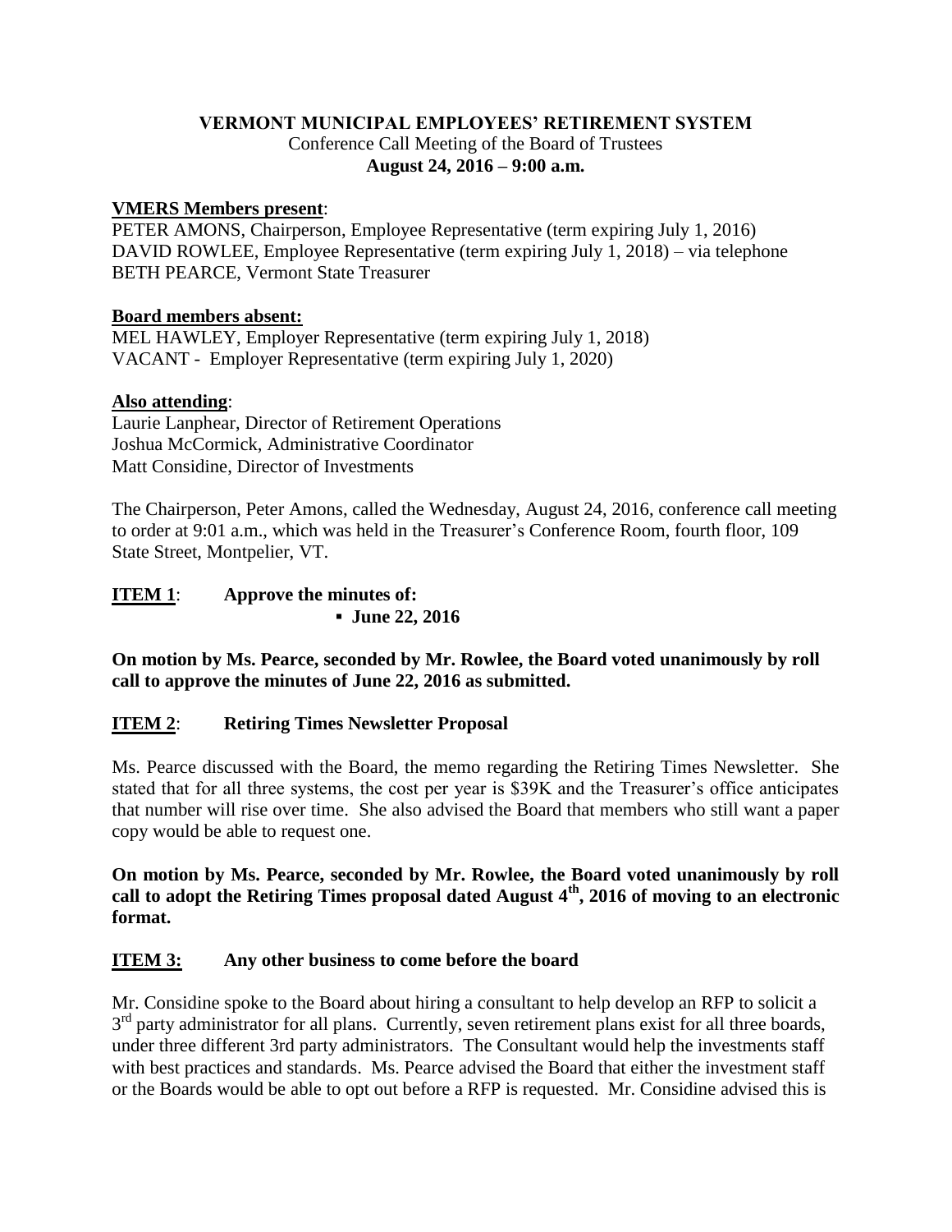**VERMONT MUNICIPAL EMPLOYEES' RETIREMENT SYSTEM**

Conference Call Meeting of the Board of Trustees

**August 24, 2016 – 9:00 a.m.**

**VMERS Members present**:

PETER AMONS, Chairperson, Employee Representative (term expiring July 1, 2016)
DAVID ROWLEE, Employee Representative (term expiring July 1, 2018) – via telephone
BETH PEARCE, Vermont State Treasurer

**Board members absent:**

MEL HAWLEY, Employer Representative (term expiring July 1, 2018)
VACANT - Employer Representative (term expiring July 1, 2020)

**Also attending**:

Laurie Lanphear, Director of Retirement Operations
Joshua McCormick, Administrative Coordinator
Matt Considine, Director of Investments

The Chairperson, Peter Amons, called the Wednesday, August 24, 2016, conference call meeting to order at 9:01 a.m., which was held in the Treasurer's Conference Room, fourth floor, 109 State Street, Montpelier, VT.

**ITEM 1**: **Approve the minutes of:**

- **June 22, 2016**

**On motion by Ms. Pearce, seconded by Mr. Rowlee, the Board voted unanimously by roll call to approve the minutes of June 22, 2016 as submitted.**

**ITEM 2**: **Retiring Times Newsletter Proposal**

Ms. Pearce discussed with the Board, the memo regarding the Retiring Times Newsletter. She stated that for all three systems, the cost per year is $39K and the Treasurer's office anticipates that number will rise over time. She also advised the Board that members who still want a paper copy would be able to request one.

**On motion by Ms. Pearce, seconded by Mr. Rowlee, the Board voted unanimously by roll call to adopt the Retiring Times proposal dated August 4th, 2016 of moving to an electronic format.**

**ITEM 3:** **Any other business to come before the board**

Mr. Considine spoke to the Board about hiring a consultant to help develop an RFP to solicit a 3rd party administrator for all plans. Currently, seven retirement plans exist for all three boards, under three different 3rd party administrators. The Consultant would help the investments staff with best practices and standards. Ms. Pearce advised the Board that either the investment staff or the Boards would be able to opt out before a RFP is requested. Mr. Considine advised this is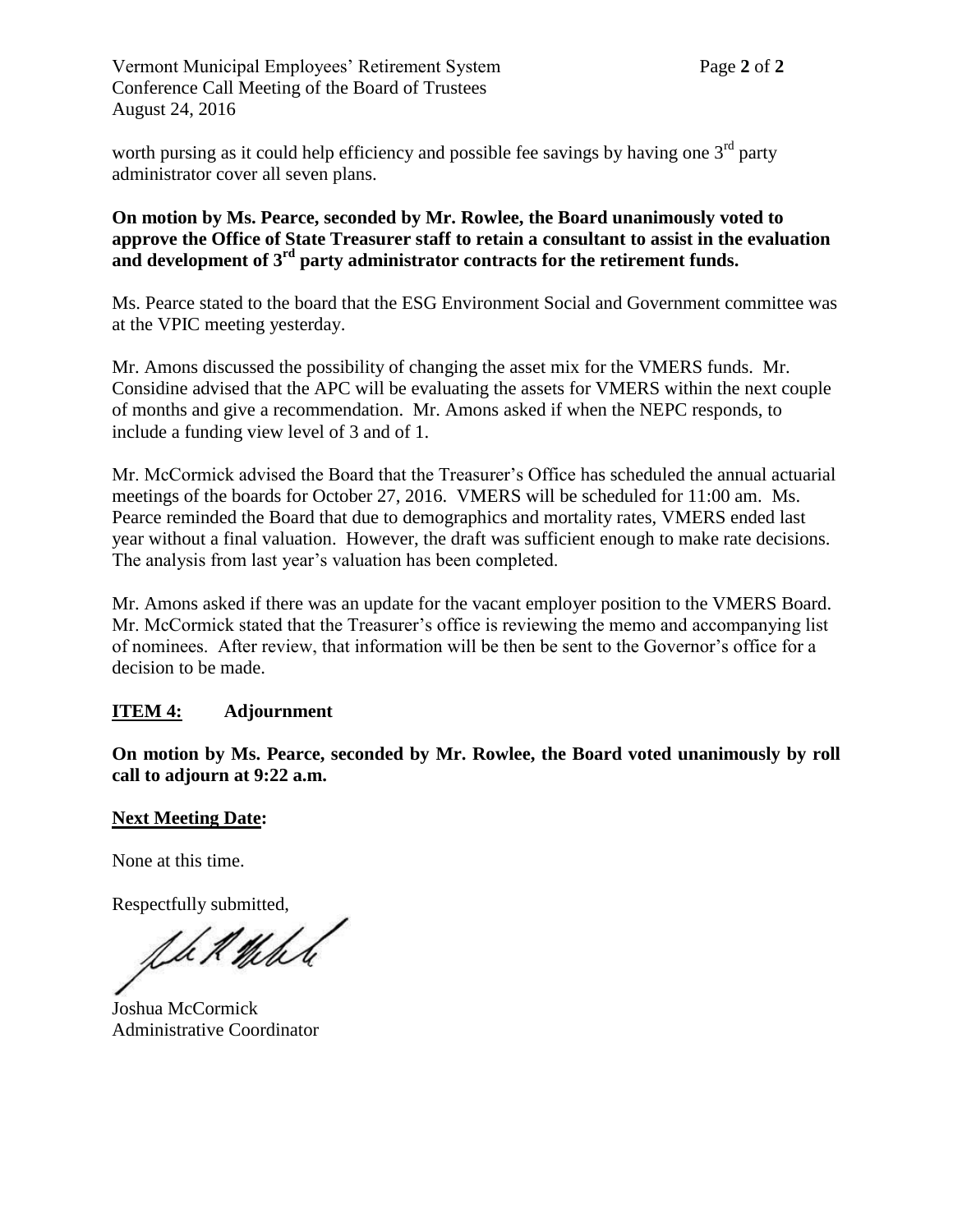worth pursing as it could help efficiency and possible fee savings by having one 3rd party administrator cover all seven plans.

**On motion by Ms. Pearce, seconded by Mr. Rowlee, the Board unanimously voted to approve the Office of State Treasurer staff to retain a consultant to assist in the evaluation and development of 3rd party administrator contracts for the retirement funds.**

Ms. Pearce stated to the board that the ESG Environment Social and Government committee was at the VPIC meeting yesterday.

Mr. Amons discussed the possibility of changing the asset mix for the VMERS funds. Mr. Considine advised that the APC will be evaluating the assets for VMERS within the next couple of months and give a recommendation. Mr. Amons asked if when the NEPC responds, to include a funding view level of 3 and of 1.

Mr. McCormick advised the Board that the Treasurer's Office has scheduled the annual actuarial meetings of the boards for October 27, 2016. VMERS will be scheduled for 11:00 am. Ms. Pearce reminded the Board that due to demographics and mortality rates, VMERS ended last year without a final valuation. However, the draft was sufficient enough to make rate decisions. The analysis from last year's valuation has been completed.

Mr. Amons asked if there was an update for the vacant employer position to the VMERS Board. Mr. McCormick stated that the Treasurer's office is reviewing the memo and accompanying list of nominees. After review, that information will be then be sent to the Governor's office for a decision to be made.

## **ITEM 4:** Adjournment

**On motion by Ms. Pearce, seconded by Mr. Rowlee, the Board voted unanimously by roll call to adjourn at 9:22 a.m.**

**Next Meeting Date:**

None at this time.

Respectfully submitted,

Joshua McCormick
Administrative Coordinator